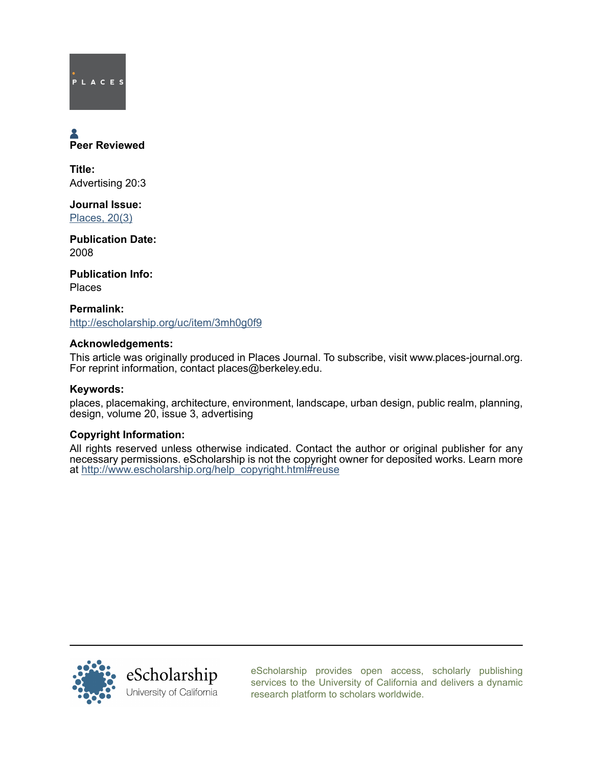PLACES

**Peer Reviewed**

**Title:**
Advertising 20:3

**Journal Issue:**
[Places, 20(3)](#)

**Publication Date:**
2008

**Publication Info:**
Places

**Permalink:**
[http://escholarship.org/uc/item/3mh0g0f9](http://escholarship.org/uc/item/3mh0g0f9)

**Acknowledgements:**
This article was originally produced in Places Journal. To subscribe, visit www.places-journal.org. For reprint information, contact places@berkeley.edu.

**Keywords:**
places, placemaking, architecture, environment, landscape, urban design, public realm, planning, design, volume 20, issue 3, advertising

**Copyright Information:**
All rights reserved unless otherwise indicated. Contact the author or original publisher for any necessary permissions. eScholarship is not the copyright owner for deposited works. Learn more at [http://www.escholarship.org/help_copyright.html#reuse](http://www.escholarship.org/help_copyright.html#reuse)

eScholarship
University of California

eScholarship provides open access, scholarly publishing services to the University of California and delivers a dynamic research platform to scholars worldwide.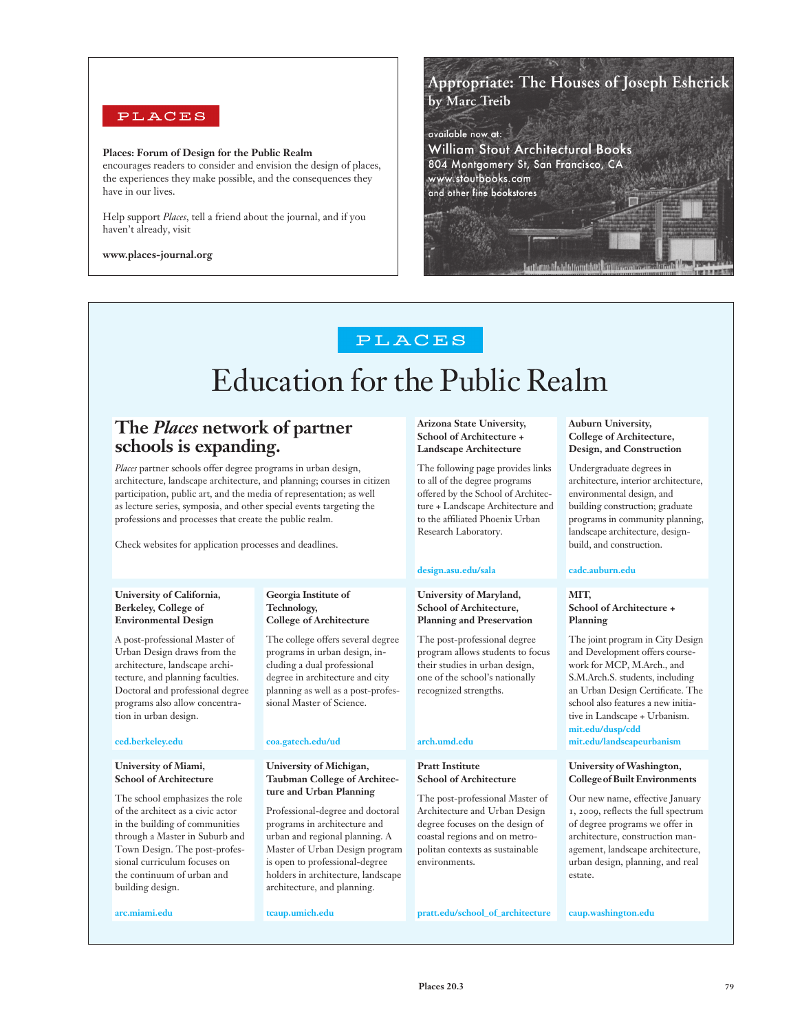PLACES

**Places: Forum of Design for the Public Realm**
encourages readers to consider and envision the design of places, the experiences they make possible, and the consequences they have in our lives.

Help support *Places*, tell a friend about the journal, and if you haven't already, visit

**www.places-journal.org**

Appropriate: The Houses of Joseph Esherick
by Marc Treib

available now at:
William Stout Architectural Books
804 Montgomery St, San Francisco, CA
www.stoutbooks.com
and other fine bookstores

PLACES

# Education for the Public Realm

## The *Places* network of partner schools is expanding.

*Places* partner schools offer degree programs in urban design, architecture, landscape architecture, and planning; courses in citizen participation, public art, and the media of representation; as well as lecture series, symposia, and other special events targeting the professions and processes that create the public realm.

Check websites for application processes and deadlines.

**Arizona State University, School of Architecture + Landscape Architecture**

The following page provides links to all of the degree programs offered by the School of Architecture + Landscape Architecture and to the affiliated Phoenix Urban Research Laboratory.

**design.asu.edu/sala**

**Auburn University, College of Architecture, Design, and Construction**

Undergraduate degrees in architecture, interior architecture, environmental design, and building construction; graduate programs in community planning, landscape architecture, design-build, and construction.

**cadc.auburn.edu**

**University of California, Berkeley, College of Environmental Design**

A post-professional Master of Urban Design draws from the architecture, landscape architecture, and planning faculties. Doctoral and professional degree programs also allow concentration in urban design.

**ced.berkeley.edu**

**Georgia Institute of Technology, College of Architecture**

The college offers several degree programs in urban design, including a dual professional degree in architecture and city planning as well as a post-professional Master of Science.

**coa.gatech.edu/ud**

**University of Maryland, School of Architecture, Planning and Preservation**

The post-professional degree program allows students to focus their studies in urban design, one of the school's nationally recognized strengths.

**arch.umd.edu**

**MIT, School of Architecture + Planning**

The joint program in City Design and Development offers coursework for MCP, M.Arch., and S.M.Arch.S. students, including an Urban Design Certificate. The school also features a new initiative in Landscape + Urbanism.

**mit.edu/dusp/cdd**
**mit.edu/landscapeurbanism**

**University of Miami, School of Architecture**

The school emphasizes the role of the architect as a civic actor in the building of communities through a Master in Suburb and Town Design. The post-professional curriculum focuses on the continuum of urban and building design.

**arc.miami.edu**

**University of Michigan, Taubman College of Architecture and Urban Planning**

Professional-degree and doctoral programs in architecture and urban and regional planning. A Master of Urban Design program is open to professional-degree holders in architecture, landscape architecture, and planning.

**tcaup.umich.edu**

**Pratt Institute School of Architecture**

The post-professional Master of Architecture and Urban Design degree focuses on the design of coastal regions and on metropolitan contexts as sustainable environments.

**pratt.edu/school_of_architecture**

**University of Washington, College of Built Environments**

Our new name, effective January 1, 2009, reflects the full spectrum of degree programs we offer in architecture, construction management, landscape architecture, urban design, planning, and real estate.

**caup.washington.edu**